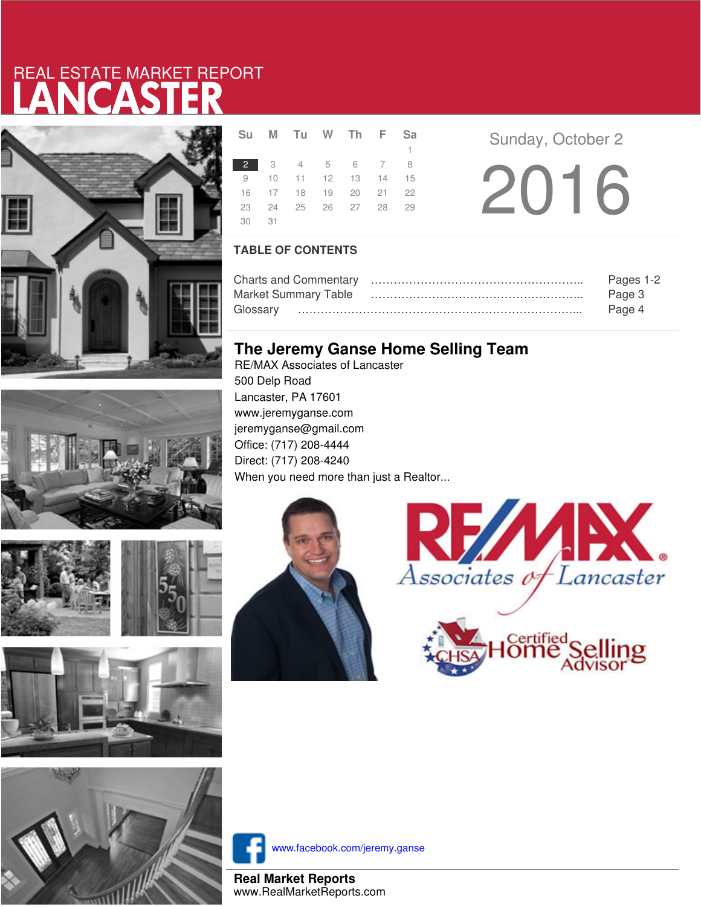REAL ESTATE MARKET REPORT

# LANCASTER

| Su | M | Tu | W | Th | F | Sa |
|---|---|---|---|---|---|---|
| | | | | | | 1 |
| 2 | 3 | 4 | 5 | 6 | 7 | 8 |
| 9 | 10 | 11 | 12 | 13 | 14 | 15 |
| 16 | 17 | 18 | 19 | 20 | 21 | 22 |
| 23 | 24 | 25 | 26 | 27 | 28 | 29 |
| 30 | 31 | | | | | |

Sunday, October 2

2016

## TABLE OF CONTENTS

Charts and Commentary ………………………………………………….. Pages 1-2
Market Summary Table ………………………………………………….. Page 3
Glossary …………………………………………………………………….. Page 4

## The Jeremy Ganse Home Selling Team

RE/MAX Associates of Lancaster
500 Delp Road
Lancaster, PA 17601
www.jeremyganse.com
jeremyganse@gmail.com
Office: (717) 208-4444
Direct: (717) 208-4240
When you need more than just a Realtor...

RE/MAX Associates of Lancaster

CHSA Certified Home Selling Advisor

www.facebook.com/jeremy.ganse

**Real Market Reports**
www.RealMarketReports.com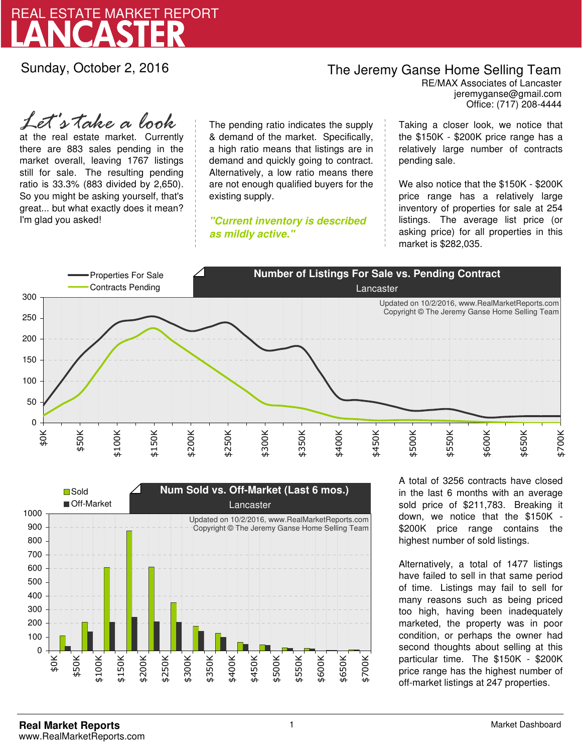# REAL ESTATE MARKET REPORT
# LANCASTER

Sunday, October 2, 2016

**The Jeremy Ganse Home Selling Team**
RE/MAX Associates of Lancaster
jeremyganse@gmail.com
Office: (717) 208-4444

*Let's take a look* at the real estate market. Currently there are 883 sales pending in the market overall, leaving 1767 listings still for sale. The resulting pending ratio is 33.3% (883 divided by 2,650). So you might be asking yourself, that's great... but what exactly does it mean? I'm glad you asked!

The pending ratio indicates the supply & demand of the market. Specifically, a high ratio means that listings are in demand and quickly going to contract. Alternatively, a low ratio means there are not enough qualified buyers for the existing supply.

***"Current inventory is described as mildly active."***

Taking a closer look, we notice that the $150K - $200K price range has a relatively large number of contracts pending sale.

We also notice that the $150K - $200K price range has a relatively large inventory of properties for sale at 254 listings. The average list price (or asking price) for all properties in this market is $282,035.

**Number of Listings For Sale vs. Pending Contract**
Lancaster

Updated on 10/2/2016, www.RealMarketReports.com
Copyright © The Jeremy Ganse Home Selling Team

**Num Sold vs. Off-Market (Last 6 mos.)**
Lancaster

Updated on 10/2/2016, www.RealMarketReports.com
Copyright © The Jeremy Ganse Home Selling Team

A total of 3256 contracts have closed in the last 6 months with an average sold price of $211,783. Breaking it down, we notice that the $150K - $200K price range contains the highest number of sold listings.

Alternatively, a total of 1477 listings have failed to sell in that same period of time. Listings may fail to sell for many reasons such as being priced too high, having been inadequately marketed, the property was in poor condition, or perhaps the owner had second thoughts about selling at this particular time. The $150K - $200K price range has the highest number of off-market listings at 247 properties.

**Real Market Reports**
www.RealMarketReports.com

Market Dashboard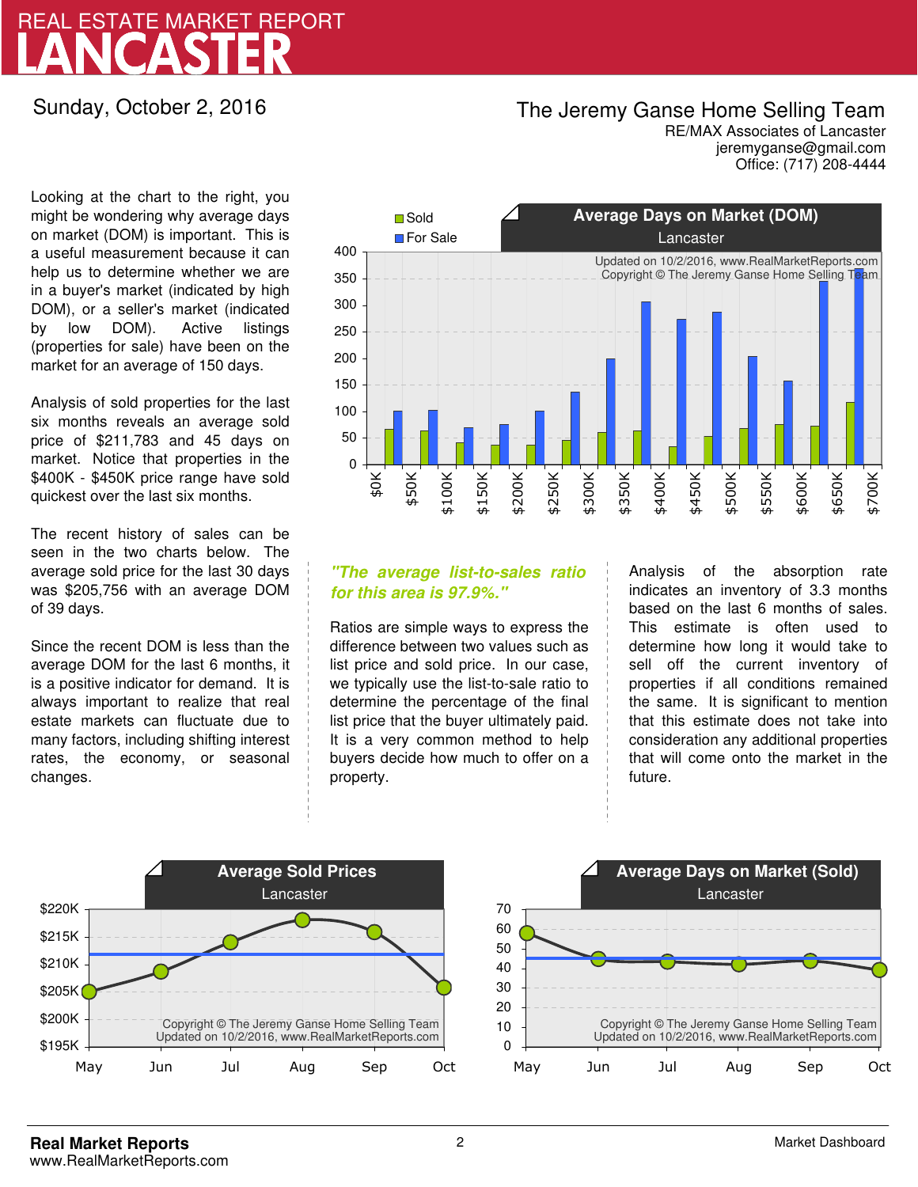# REAL ESTATE MARKET REPORT
# LANCASTER

Sunday, October 2, 2016

**The Jeremy Ganse Home Selling Team**
RE/MAX Associates of Lancaster
jeremyganse@gmail.com
Office: (717) 208-4444

Looking at the chart to the right, you might be wondering why average days on market (DOM) is important. This is a useful measurement because it can help us to determine whether we are in a buyer's market (indicated by high DOM), or a seller's market (indicated by low DOM). Active listings (properties for sale) have been on the market for an average of 150 days.

Analysis of sold properties for the last six months reveals an average sold price of $211,783 and 45 days on market. Notice that properties in the $400K - $450K price range have sold quickest over the last six months.

The recent history of sales can be seen in the two charts below. The average sold price for the last 30 days was $205,756 with an average DOM of 39 days.

Since the recent DOM is less than the average DOM for the last 6 months, it is a positive indicator for demand. It is always important to realize that real estate markets can fluctuate due to many factors, including shifting interest rates, the economy, or seasonal changes.

***"The average list-to-sales ratio for this area is 97.9%."***

Ratios are simple ways to express the difference between two values such as list price and sold price. In our case, we typically use the list-to-sale ratio to determine the percentage of the final list price that the buyer ultimately paid. It is a very common method to help buyers decide how much to offer on a property.

Analysis of the absorption rate indicates an inventory of 3.3 months based on the last 6 months of sales. This estimate is often used to determine how long it would take to sell off the current inventory of properties if all conditions remained the same. It is significant to mention that this estimate does not take into consideration any additional properties that will come onto the market in the future.

**Average Days on Market (DOM)**
Lancaster

Updated on 10/2/2016, www.RealMarketReports.com
Copyright © The Jeremy Ganse Home Selling Team

**Average Sold Prices**
Lancaster

Copyright © The Jeremy Ganse Home Selling Team
Updated on 10/2/2016, www.RealMarketReports.com

**Average Days on Market (Sold)**
Lancaster

Copyright © The Jeremy Ganse Home Selling Team
Updated on 10/2/2016, www.RealMarketReports.com

**Real Market Reports**
www.RealMarketReports.com

Market Dashboard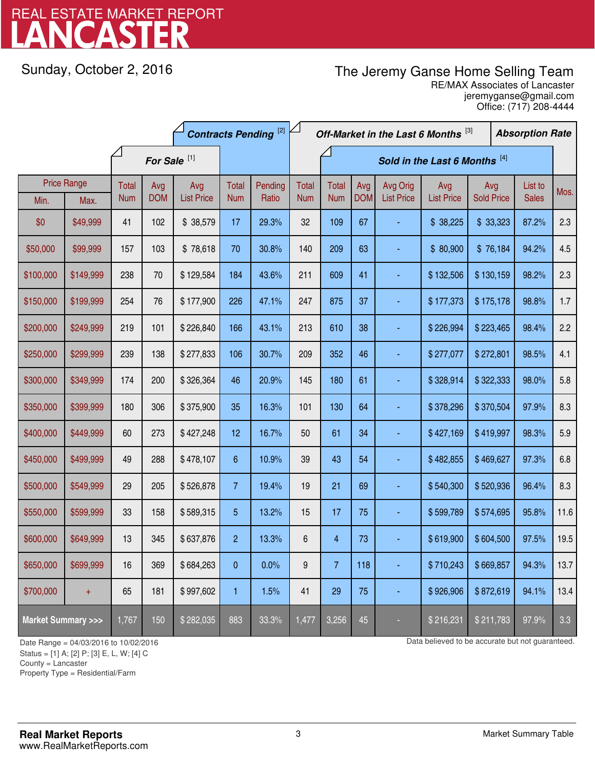# REAL ESTATE MARKET REPORT
# LANCASTER

Sunday, October 2, 2016

**The Jeremy Ganse Home Selling Team**
RE/MAX Associates of Lancaster
jeremyganse@gmail.com
Office: (717) 208-4444

| Price Range | | For Sale [1] | | | Contracts Pending [2] | | Off-Market in the Last 6 Months [3] | Sold in the Last 6 Months [4] | | | | | | Absorption Rate |
|---|---|---|---|---|---|---|---|---|---|---|---|---|---|---|
| Min. | Max. | Total Num | Avg DOM | Avg List Price | Total Num | Pending Ratio | Total Num | Total Num | Avg DOM | Avg Orig List Price | Avg List Price | Avg Sold Price | List to Sales | Mos. |
| $0 | $49,999 | 41 | 102 | $ 38,579 | 17 | 29.3% | 32 | 109 | 67 | - | $ 38,225 | $ 33,323 | 87.2% | 2.3 |
| $50,000 | $99,999 | 157 | 103 | $ 78,618 | 70 | 30.8% | 140 | 209 | 63 | - | $ 80,900 | $ 76,184 | 94.2% | 4.5 |
| $100,000 | $149,999 | 238 | 70 | $ 129,584 | 184 | 43.6% | 211 | 609 | 41 | - | $ 132,506 | $ 130,159 | 98.2% | 2.3 |
| $150,000 | $199,999 | 254 | 76 | $ 177,900 | 226 | 47.1% | 247 | 875 | 37 | - | $ 177,373 | $ 175,178 | 98.8% | 1.7 |
| $200,000 | $249,999 | 219 | 101 | $ 226,840 | 166 | 43.1% | 213 | 610 | 38 | - | $ 226,994 | $ 223,465 | 98.4% | 2.2 |
| $250,000 | $299,999 | 239 | 138 | $ 277,833 | 106 | 30.7% | 209 | 352 | 46 | - | $ 277,077 | $ 272,801 | 98.5% | 4.1 |
| $300,000 | $349,999 | 174 | 200 | $ 326,364 | 46 | 20.9% | 145 | 180 | 61 | - | $ 328,914 | $ 322,333 | 98.0% | 5.8 |
| $350,000 | $399,999 | 180 | 306 | $ 375,900 | 35 | 16.3% | 101 | 130 | 64 | - | $ 378,296 | $ 370,504 | 97.9% | 8.3 |
| $400,000 | $449,999 | 60 | 273 | $ 427,248 | 12 | 16.7% | 50 | 61 | 34 | - | $ 427,169 | $ 419,997 | 98.3% | 5.9 |
| $450,000 | $499,999 | 49 | 288 | $ 478,107 | 6 | 10.9% | 39 | 43 | 54 | - | $ 482,855 | $ 469,627 | 97.3% | 6.8 |
| $500,000 | $549,999 | 29 | 205 | $ 526,878 | 7 | 19.4% | 19 | 21 | 69 | - | $ 540,300 | $ 520,936 | 96.4% | 8.3 |
| $550,000 | $599,999 | 33 | 158 | $ 589,315 | 5 | 13.2% | 15 | 17 | 75 | - | $ 599,789 | $ 574,695 | 95.8% | 11.6 |
| $600,000 | $649,999 | 13 | 345 | $ 637,876 | 2 | 13.3% | 6 | 4 | 73 | - | $ 619,900 | $ 604,500 | 97.5% | 19.5 |
| $650,000 | $699,999 | 16 | 369 | $ 684,263 | 0 | 0.0% | 9 | 7 | 118 | - | $ 710,243 | $ 669,857 | 94.3% | 13.7 |
| $700,000 | + | 65 | 181 | $ 997,602 | 1 | 1.5% | 41 | 29 | 75 | - | $ 926,906 | $ 872,619 | 94.1% | 13.4 |
| **Market Summary >>>** | | 1,767 | 150 | $ 282,035 | 883 | 33.3% | 1,477 | 3,256 | 45 | - | $ 216,231 | $ 211,783 | 97.9% | 3.3 |

Date Range = 04/03/2016 to 10/02/2016
Status = [1] A; [2] P; [3] E, L, W; [4] C
County = Lancaster
Property Type = Residential/Farm

Data believed to be accurate but not guaranteed.

**Real Market Reports**
www.RealMarketReports.com

Market Summary Table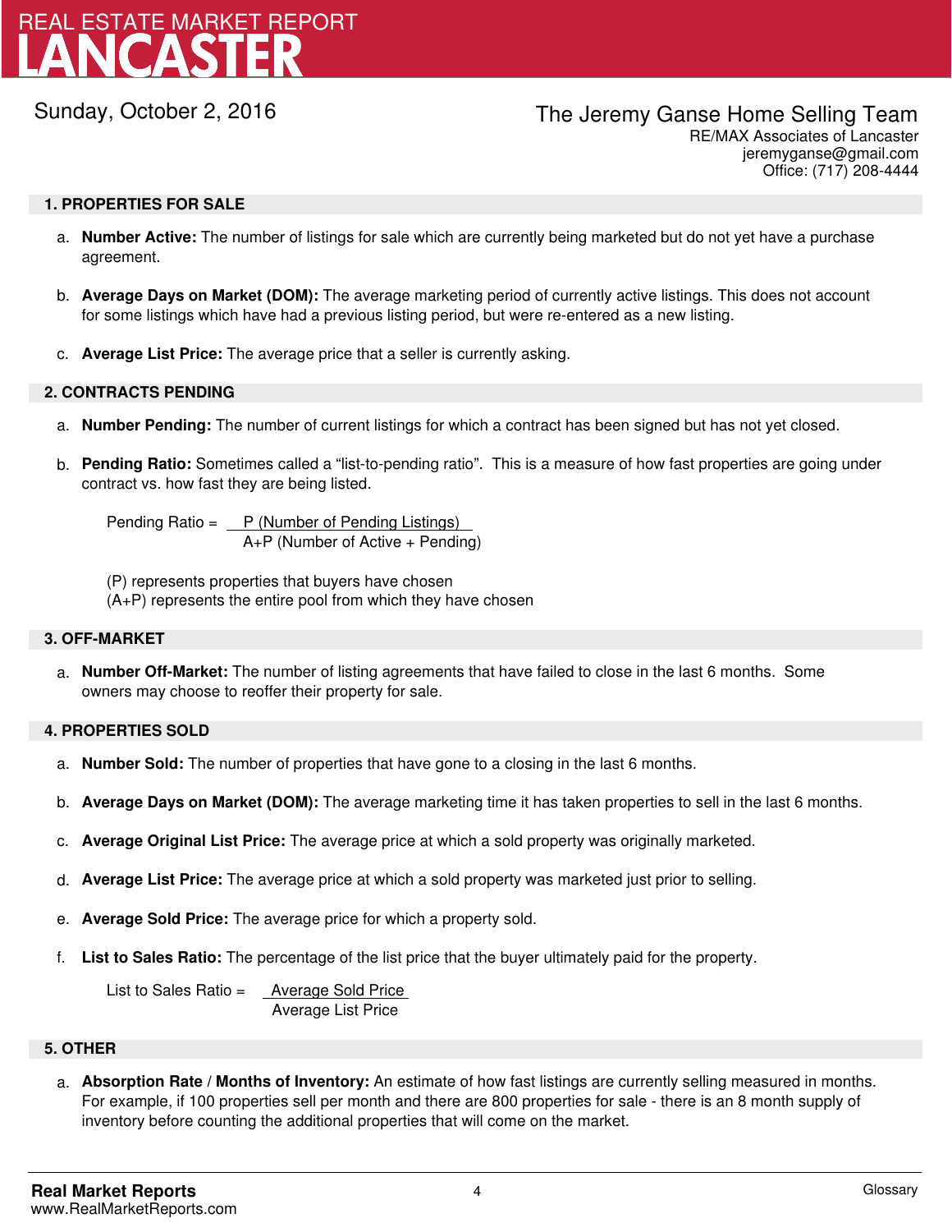# REAL ESTATE MARKET REPORT LANCASTER

Sunday, October 2, 2016

**The Jeremy Ganse Home Selling Team**
RE/MAX Associates of Lancaster
jeremyganse@gmail.com
Office: (717) 208-4444

## 1. PROPERTIES FOR SALE

a. **Number Active:** The number of listings for sale which are currently being marketed but do not yet have a purchase agreement.

b. **Average Days on Market (DOM):** The average marketing period of currently active listings. This does not account for some listings which have had a previous listing period, but were re-entered as a new listing.

c. **Average List Price:** The average price that a seller is currently asking.

## 2. CONTRACTS PENDING

a. **Number Pending:** The number of current listings for which a contract has been signed but has not yet closed.

b. **Pending Ratio:** Sometimes called a "list-to-pending ratio". This is a measure of how fast properties are going under contract vs. how fast they are being listed.

$$\text{Pending Ratio} = \frac{\text{P (Number of Pending Listings)}}{\text{A+P (Number of Active + Pending)}}$$

(P) represents properties that buyers have chosen
(A+P) represents the entire pool from which they have chosen

## 3. OFF-MARKET

a. **Number Off-Market:** The number of listing agreements that have failed to close in the last 6 months. Some owners may choose to reoffer their property for sale.

## 4. PROPERTIES SOLD

a. **Number Sold:** The number of properties that have gone to a closing in the last 6 months.

b. **Average Days on Market (DOM):** The average marketing time it has taken properties to sell in the last 6 months.

c. **Average Original List Price:** The average price at which a sold property was originally marketed.

d. **Average List Price:** The average price at which a sold property was marketed just prior to selling.

e. **Average Sold Price:** The average price for which a property sold.

f. **List to Sales Ratio:** The percentage of the list price that the buyer ultimately paid for the property.

$$\text{List to Sales Ratio} = \frac{\text{Average Sold Price}}{\text{Average List Price}}$$

## 5. OTHER

a. **Absorption Rate / Months of Inventory:** An estimate of how fast listings are currently selling measured in months. For example, if 100 properties sell per month and there are 800 properties for sale - there is an 8 month supply of inventory before counting the additional properties that will come on the market.

**Real Market Reports**
www.RealMarketReports.com

Glossary